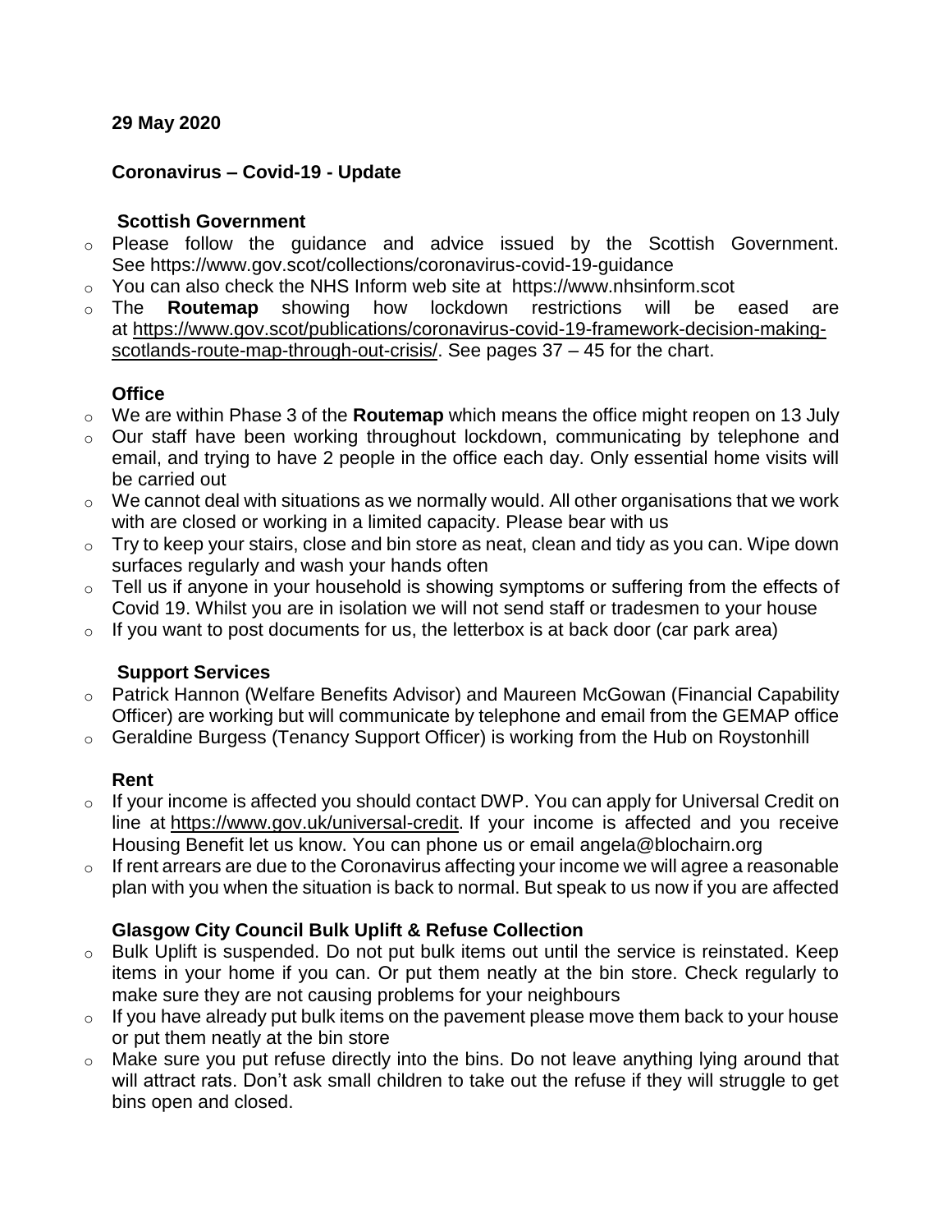**29 May 2020**

## Coronavirus – Covid-19 - Update

### Scottish Government

- Please follow the guidance and advice issued by the Scottish Government. See https://www.gov.scot/collections/coronavirus-covid-19-guidance
- You can also check the NHS Inform web site at https://www.nhsinform.scot
- The **Routemap** showing how lockdown restrictions will be eased are at https://www.gov.scot/publications/coronavirus-covid-19-framework-decision-making-scotlands-route-map-through-out-crisis/. See pages 37 – 45 for the chart.

### Office

- We are within Phase 3 of the **Routemap** which means the office might reopen on 13 July
- Our staff have been working throughout lockdown, communicating by telephone and email, and trying to have 2 people in the office each day. Only essential home visits will be carried out
- We cannot deal with situations as we normally would. All other organisations that we work with are closed or working in a limited capacity. Please bear with us
- Try to keep your stairs, close and bin store as neat, clean and tidy as you can. Wipe down surfaces regularly and wash your hands often
- Tell us if anyone in your household is showing symptoms or suffering from the effects of Covid 19. Whilst you are in isolation we will not send staff or tradesmen to your house
- If you want to post documents for us, the letterbox is at back door (car park area)

### Support Services

- Patrick Hannon (Welfare Benefits Advisor) and Maureen McGowan (Financial Capability Officer) are working but will communicate by telephone and email from the GEMAP office
- Geraldine Burgess (Tenancy Support Officer) is working from the Hub on Roystonhill

### Rent

- If your income is affected you should contact DWP. You can apply for Universal Credit on line at https://www.gov.uk/universal-credit. If your income is affected and you receive Housing Benefit let us know. You can phone us or email angela@blochairn.org
- If rent arrears are due to the Coronavirus affecting your income we will agree a reasonable plan with you when the situation is back to normal. But speak to us now if you are affected

### Glasgow City Council Bulk Uplift & Refuse Collection

- Bulk Uplift is suspended. Do not put bulk items out until the service is reinstated. Keep items in your home if you can. Or put them neatly at the bin store. Check regularly to make sure they are not causing problems for your neighbours
- If you have already put bulk items on the pavement please move them back to your house or put them neatly at the bin store
- Make sure you put refuse directly into the bins. Do not leave anything lying around that will attract rats. Don't ask small children to take out the refuse if they will struggle to get bins open and closed.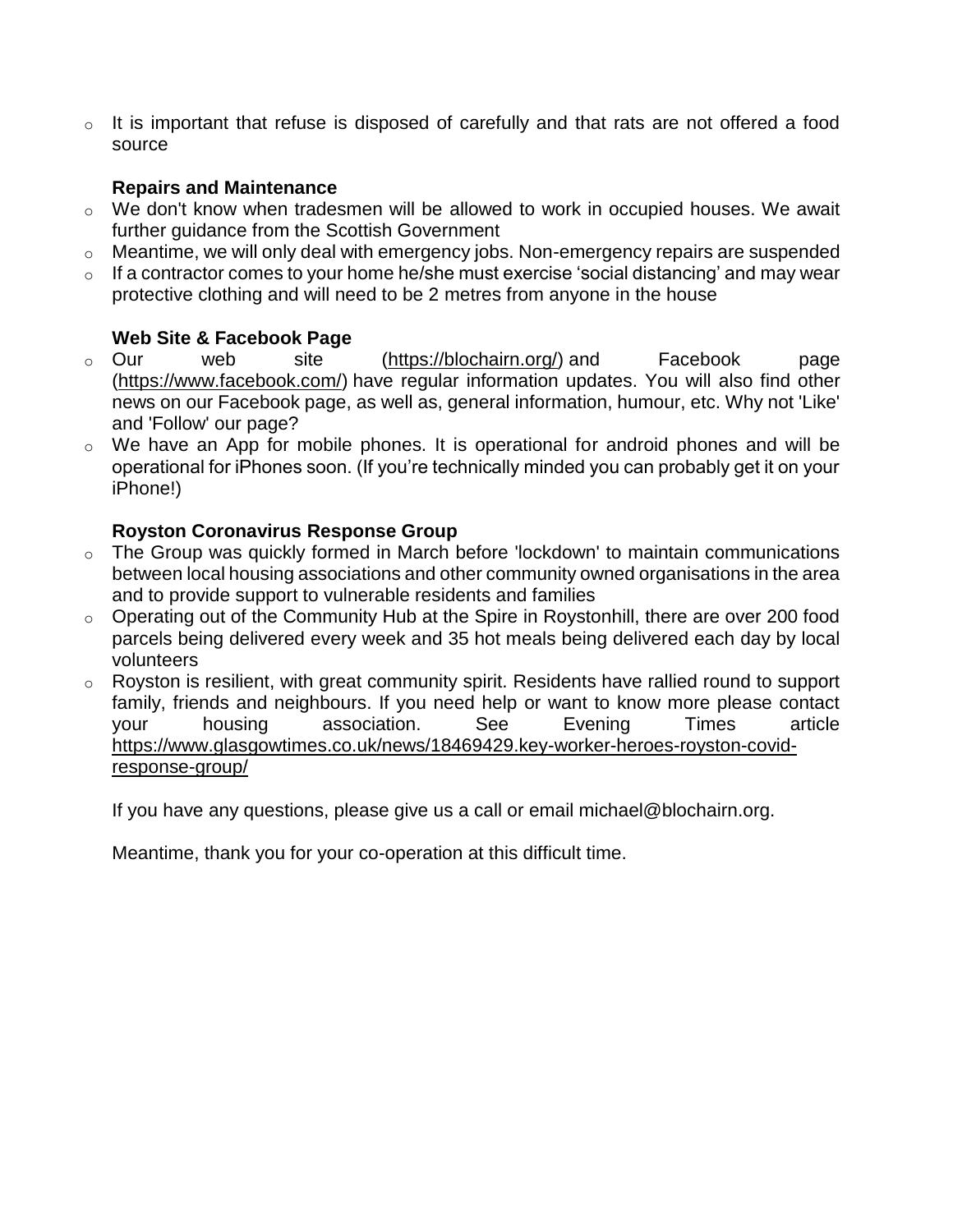- It is important that refuse is disposed of carefully and that rats are not offered a food source

**Repairs and Maintenance**

- We don't know when tradesmen will be allowed to work in occupied houses. We await further guidance from the Scottish Government
- Meantime, we will only deal with emergency jobs. Non-emergency repairs are suspended
- If a contractor comes to your home he/she must exercise 'social distancing' and may wear protective clothing and will need to be 2 metres from anyone in the house

**Web Site & Facebook Page**

- Our web site (https://blochairn.org/) and Facebook page (https://www.facebook.com/) have regular information updates. You will also find other news on our Facebook page, as well as, general information, humour, etc. Why not 'Like' and 'Follow' our page?
- We have an App for mobile phones. It is operational for android phones and will be operational for iPhones soon. (If you're technically minded you can probably get it on your iPhone!)

**Royston Coronavirus Response Group**

- The Group was quickly formed in March before 'lockdown' to maintain communications between local housing associations and other community owned organisations in the area and to provide support to vulnerable residents and families
- Operating out of the Community Hub at the Spire in Roystonhill, there are over 200 food parcels being delivered every week and 35 hot meals being delivered each day by local volunteers
- Royston is resilient, with great community spirit. Residents have rallied round to support family, friends and neighbours. If you need help or want to know more please contact your housing association. See Evening Times article https://www.glasgowtimes.co.uk/news/18469429.key-worker-heroes-royston-covid-response-group/

If you have any questions, please give us a call or email michael@blochairn.org.

Meantime, thank you for your co-operation at this difficult time.